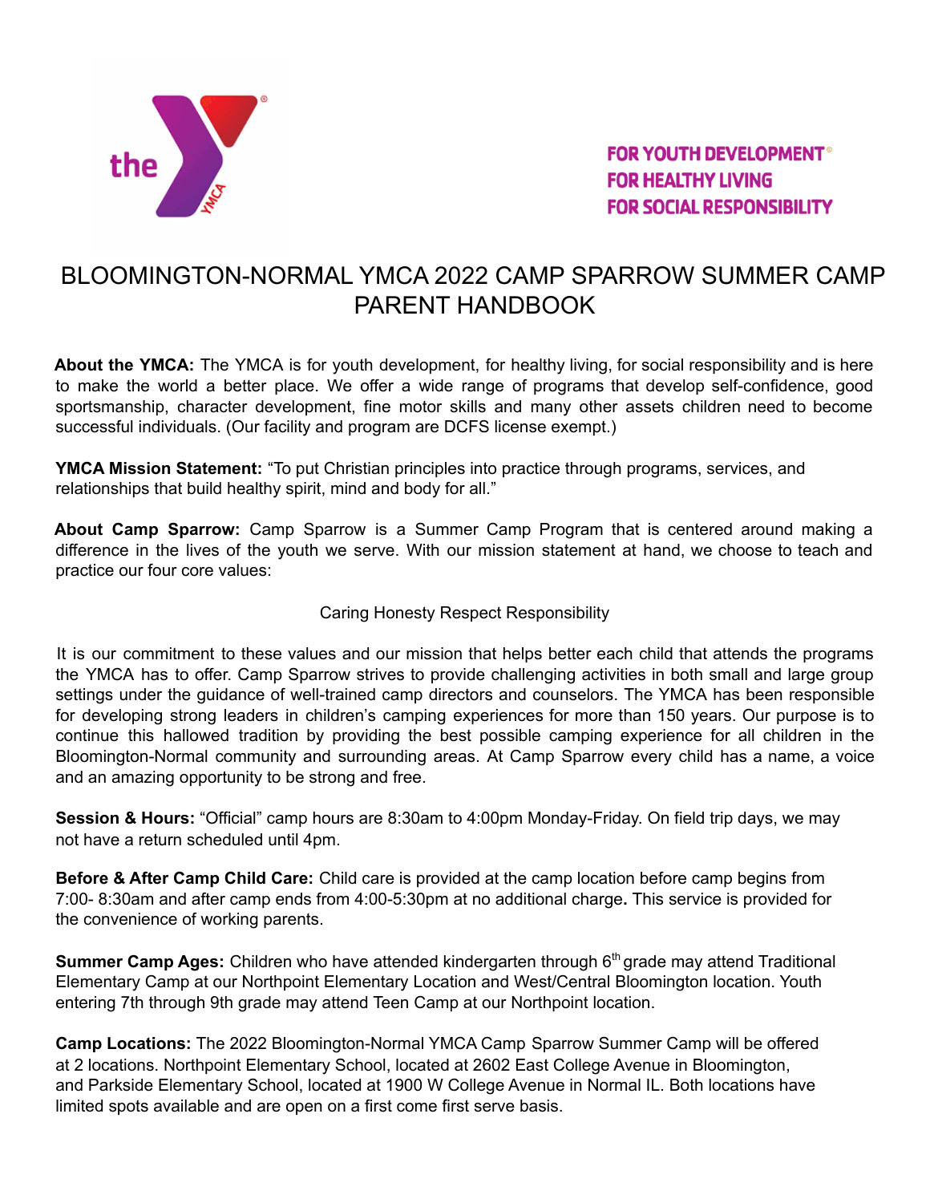FOR YOUTH DEVELOPMENT®
FOR HEALTHY LIVING
FOR SOCIAL RESPONSIBILITY

# BLOOMINGTON-NORMAL YMCA 2022 CAMP SPARROW SUMMER CAMP PARENT HANDBOOK

**About the YMCA:** The YMCA is for youth development, for healthy living, for social responsibility and is here to make the world a better place. We offer a wide range of programs that develop self-confidence, good sportsmanship, character development, fine motor skills and many other assets children need to become successful individuals. (Our facility and program are DCFS license exempt.)

**YMCA Mission Statement:** "To put Christian principles into practice through programs, services, and relationships that build healthy spirit, mind and body for all."

**About Camp Sparrow:** Camp Sparrow is a Summer Camp Program that is centered around making a difference in the lives of the youth we serve. With our mission statement at hand, we choose to teach and practice our four core values:

Caring Honesty Respect Responsibility

It is our commitment to these values and our mission that helps better each child that attends the programs the YMCA has to offer. Camp Sparrow strives to provide challenging activities in both small and large group settings under the guidance of well-trained camp directors and counselors. The YMCA has been responsible for developing strong leaders in children's camping experiences for more than 150 years. Our purpose is to continue this hallowed tradition by providing the best possible camping experience for all children in the Bloomington-Normal community and surrounding areas. At Camp Sparrow every child has a name, a voice and an amazing opportunity to be strong and free.

**Session & Hours:** "Official" camp hours are 8:30am to 4:00pm Monday-Friday. On field trip days, we may not have a return scheduled until 4pm.

**Before & After Camp Child Care:** Child care is provided at the camp location before camp begins from 7:00- 8:30am and after camp ends from 4:00-5:30pm at no additional charge**.** This service is provided for the convenience of working parents.

**Summer Camp Ages:** Children who have attended kindergarten through 6th grade may attend Traditional Elementary Camp at our Northpoint Elementary Location and West/Central Bloomington location. Youth entering 7th through 9th grade may attend Teen Camp at our Northpoint location.

**Camp Locations:** The 2022 Bloomington-Normal YMCA Camp Sparrow Summer Camp will be offered at 2 locations. Northpoint Elementary School, located at 2602 East College Avenue in Bloomington, and Parkside Elementary School, located at 1900 W College Avenue in Normal IL. Both locations have limited spots available and are open on a first come first serve basis.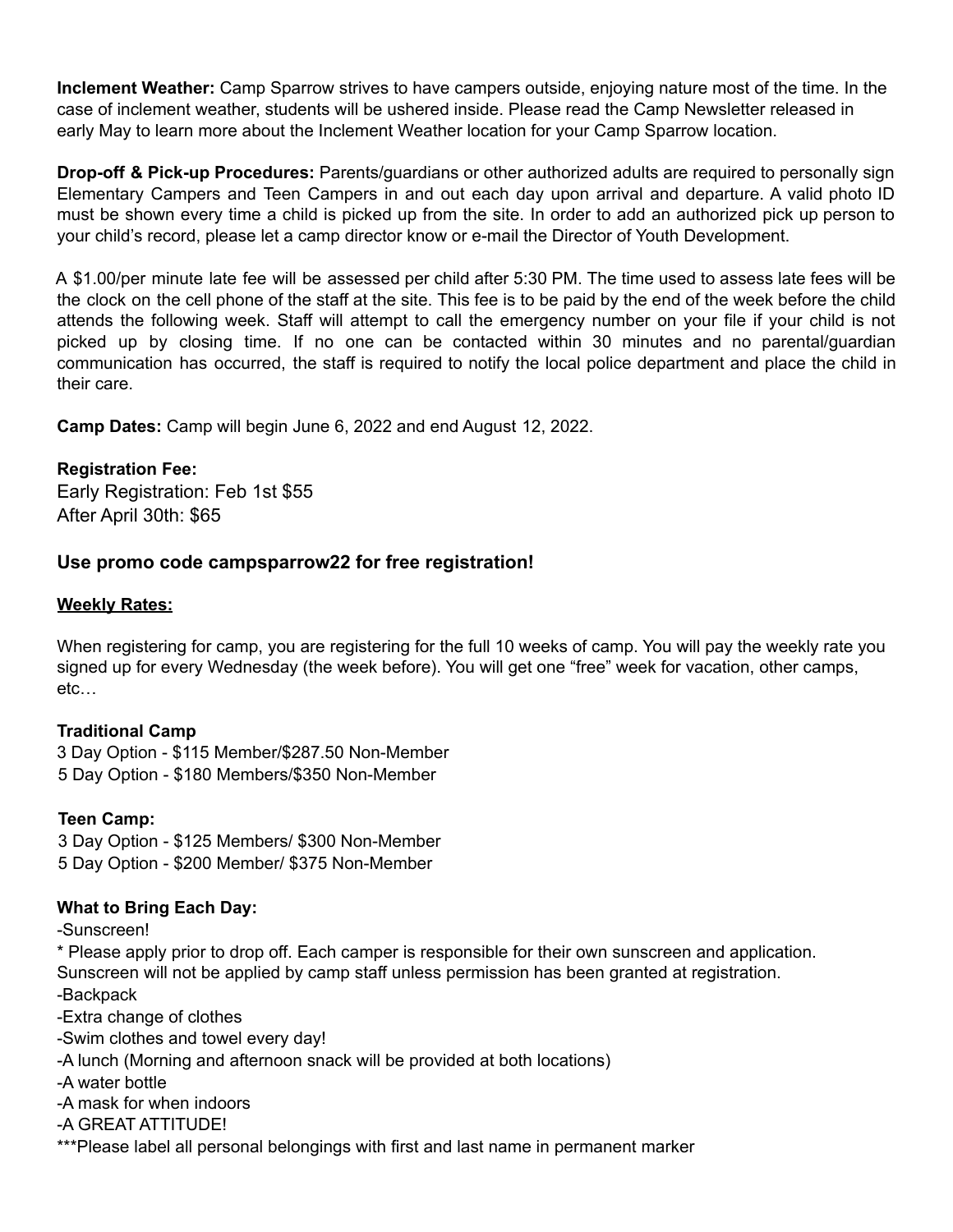**Inclement Weather:** Camp Sparrow strives to have campers outside, enjoying nature most of the time. In the case of inclement weather, students will be ushered inside. Please read the Camp Newsletter released in early May to learn more about the Inclement Weather location for your Camp Sparrow location.

**Drop-off & Pick-up Procedures:** Parents/guardians or other authorized adults are required to personally sign Elementary Campers and Teen Campers in and out each day upon arrival and departure. A valid photo ID must be shown every time a child is picked up from the site. In order to add an authorized pick up person to your child's record, please let a camp director know or e-mail the Director of Youth Development.

A $1.00/per minute late fee will be assessed per child after 5:30 PM. The time used to assess late fees will be the clock on the cell phone of the staff at the site. This fee is to be paid by the end of the week before the child attends the following week. Staff will attempt to call the emergency number on your file if your child is not picked up by closing time. If no one can be contacted within 30 minutes and no parental/guardian communication has occurred, the staff is required to notify the local police department and place the child in their care.

**Camp Dates:** Camp will begin June 6, 2022 and end August 12, 2022.

**Registration Fee:**
Early Registration: Feb 1st $55
After April 30th: $65

### Use promo code campsparrow22 for free registration!

**Weekly Rates:**

When registering for camp, you are registering for the full 10 weeks of camp. You will pay the weekly rate you signed up for every Wednesday (the week before). You will get one "free" week for vacation, other camps, etc…

**Traditional Camp**
3 Day Option - $115 Member/$287.50 Non-Member
5 Day Option - $180 Members/$350 Non-Member

**Teen Camp:**
3 Day Option - $125 Members/ $300 Non-Member
5 Day Option - $200 Member/ $375 Non-Member

**What to Bring Each Day:**
-Sunscreen!
* Please apply prior to drop off. Each camper is responsible for their own sunscreen and application. Sunscreen will not be applied by camp staff unless permission has been granted at registration.
-Backpack
-Extra change of clothes
-Swim clothes and towel every day!
-A lunch (Morning and afternoon snack will be provided at both locations)
-A water bottle
-A mask for when indoors
-A GREAT ATTITUDE!
***Please label all personal belongings with first and last name in permanent marker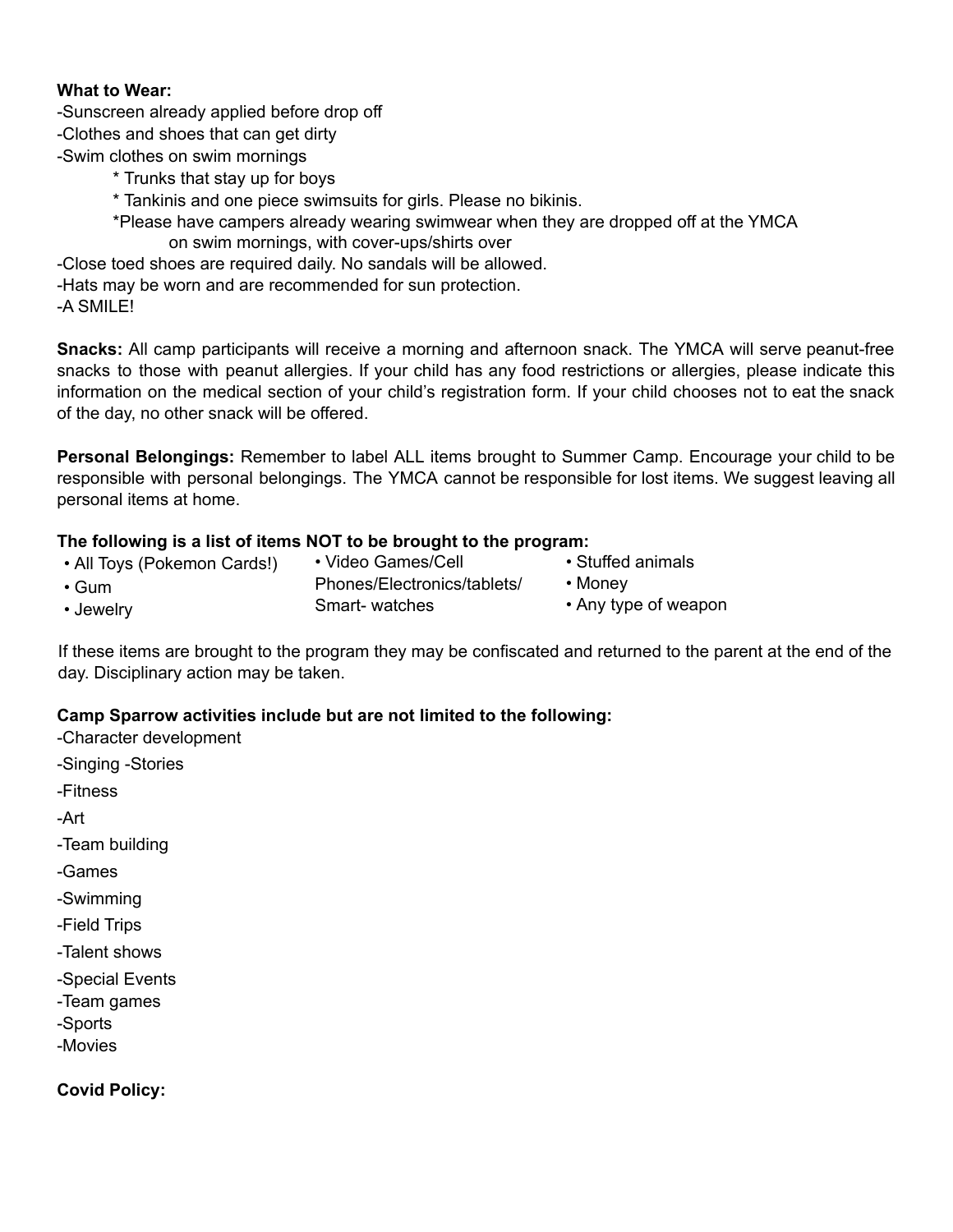**What to Wear:**

-Sunscreen already applied before drop off
-Clothes and shoes that can get dirty
-Swim clothes on swim mornings

- * Trunks that stay up for boys
- * Tankinis and one piece swimsuits for girls. Please no bikinis.
- *Please have campers already wearing swimwear when they are dropped off at the YMCA on swim mornings, with cover-ups/shirts over

-Close toed shoes are required daily. No sandals will be allowed.
-Hats may be worn and are recommended for sun protection.
-A SMILE!

**Snacks:** All camp participants will receive a morning and afternoon snack. The YMCA will serve peanut-free snacks to those with peanut allergies. If your child has any food restrictions or allergies, please indicate this information on the medical section of your child's registration form. If your child chooses not to eat the snack of the day, no other snack will be offered.

**Personal Belongings:** Remember to label ALL items brought to Summer Camp. Encourage your child to be responsible with personal belongings. The YMCA cannot be responsible for lost items. We suggest leaving all personal items at home.

**The following is a list of items NOT to be brought to the program:**

- All Toys (Pokemon Cards!)
- Gum
- Jewelry
- Video Games/Cell Phones/Electronics/tablets/ Smart- watches
- Stuffed animals
- Money
- Any type of weapon

If these items are brought to the program they may be confiscated and returned to the parent at the end of the day. Disciplinary action may be taken.

**Camp Sparrow activities include but are not limited to the following:**

-Character development
-Singing -Stories
-Fitness
-Art
-Team building
-Games
-Swimming
-Field Trips
-Talent shows
-Special Events
-Team games
-Sports
-Movies

**Covid Policy:**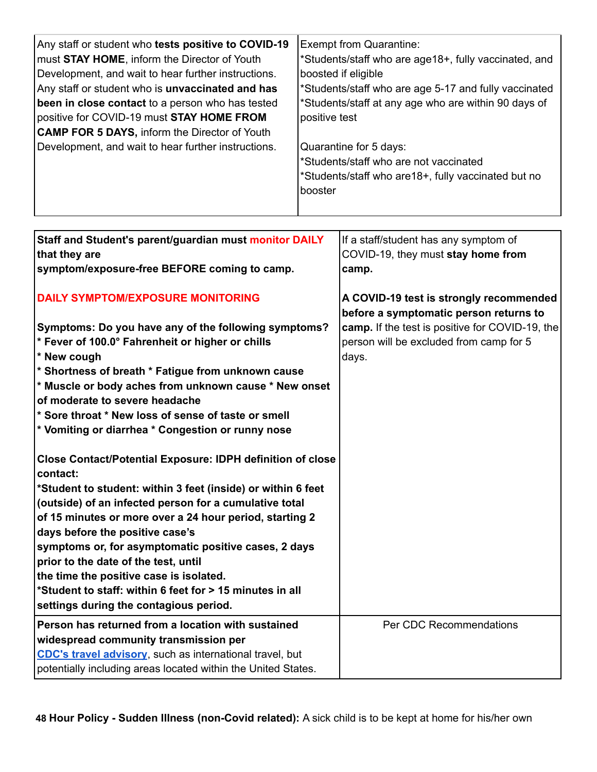| Any staff or student who **tests positive to COVID-19** must **STAY HOME**, inform the Director of Youth Development, and wait to hear further instructions. Any staff or student who is **unvaccinated and has been in close contact** to a person who has tested positive for COVID-19 must **STAY HOME FROM CAMP FOR 5 DAYS,** inform the Director of Youth Development, and wait to hear further instructions. | Exempt from Quarantine:<br>*Students/staff who are age18+, fully vaccinated, and boosted if eligible<br>*Students/staff who are age 5-17 and fully vaccinated<br>*Students/staff at any age who are within 90 days of positive test<br><br>Quarantine for 5 days:<br>*Students/staff who are not vaccinated<br>*Students/staff who are18+, fully vaccinated but no booster |
|---|---|

| **Staff and Student's parent/guardian must monitor DAILY that they are symptom/exposure-free BEFORE coming to camp.**<br><br>**DAILY SYMPTOM/EXPOSURE MONITORING**<br><br>**Symptoms: Do you have any of the following symptoms?**<br>**\* Fever of 100.0° Fahrenheit or higher or chills**<br>**\* New cough**<br>**\* Shortness of breath \* Fatigue from unknown cause**<br>**\* Muscle or body aches from unknown cause \* New onset of moderate to severe headache**<br>**\* Sore throat \* New loss of sense of taste or smell**<br>**\* Vomiting or diarrhea \* Congestion or runny nose**<br><br>**Close Contact/Potential Exposure: IDPH definition of close contact:**<br>**\*Student to student: within 3 feet (inside) or within 6 feet (outside) of an infected person for a cumulative total of 15 minutes or more over a 24 hour period, starting 2 days before the positive case's symptoms or, for asymptomatic positive cases, 2 days prior to the date of the test, until the time the positive case is isolated.**<br>**\*Student to staff: within 6 feet for > 15 minutes in all settings during the contagious period.** | If a staff/student has any symptom of COVID-19, they must **stay home from camp.**<br><br>**A COVID-19 test is strongly recommended before a symptomatic person returns to camp.** If the test is positive for COVID-19, the person will be excluded from camp for 5 days. |
|---|---|
| **Person has returned from a location with sustained widespread community transmission per** [CDC's travel advisory](), such as international travel, but potentially including areas located within the United States. | Per CDC Recommendations |

**48 Hour Policy - Sudden Illness (non-Covid related):** A sick child is to be kept at home for his/her own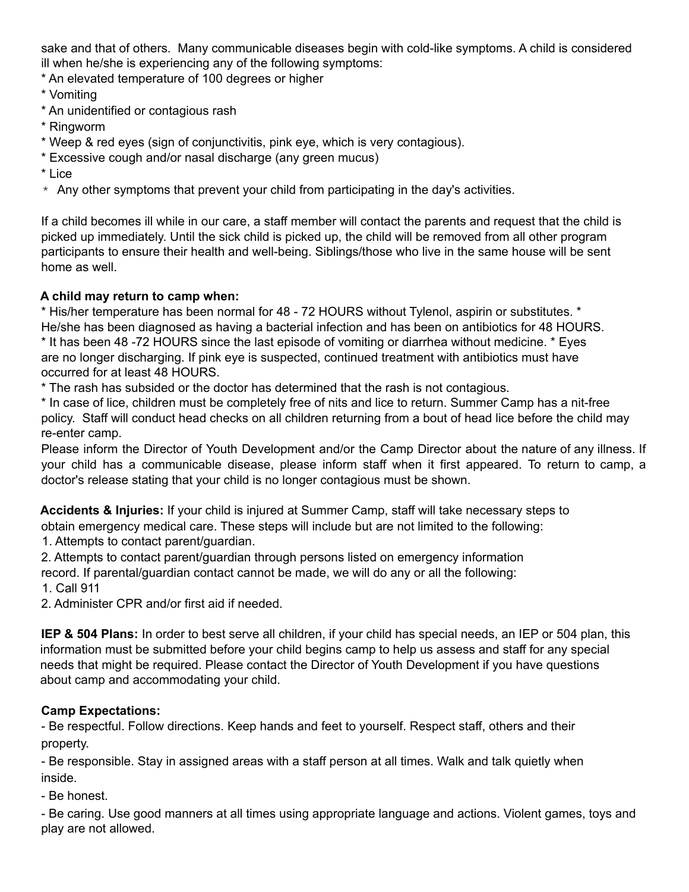sake and that of others.  Many communicable diseases begin with cold-like symptoms. A child is considered ill when he/she is experiencing any of the following symptoms:

* An elevated temperature of 100 degrees or higher
* Vomiting
* An unidentified or contagious rash
* Ringworm
* Weep & red eyes (sign of conjunctivitis, pink eye, which is very contagious).
* Excessive cough and/or nasal discharge (any green mucus)
* Lice
* Any other symptoms that prevent your child from participating in the day's activities.

If a child becomes ill while in our care, a staff member will contact the parents and request that the child is picked up immediately. Until the sick child is picked up, the child will be removed from all other program participants to ensure their health and well-being. Siblings/those who live in the same house will be sent home as well.

**A child may return to camp when:**

* His/her temperature has been normal for 48 - 72 HOURS without Tylenol, aspirin or substitutes.
* He/she has been diagnosed as having a bacterial infection and has been on antibiotics for 48 HOURS.
* It has been 48 -72 HOURS since the last episode of vomiting or diarrhea without medicine.
* Eyes are no longer discharging. If pink eye is suspected, continued treatment with antibiotics must have occurred for at least 48 HOURS.
* The rash has subsided or the doctor has determined that the rash is not contagious.
* In case of lice, children must be completely free of nits and lice to return. Summer Camp has a nit-free policy.  Staff will conduct head checks on all children returning from a bout of head lice before the child may re-enter camp.

Please inform the Director of Youth Development and/or the Camp Director about the nature of any illness. If your child has a communicable disease, please inform staff when it first appeared. To return to camp, a doctor's release stating that your child is no longer contagious must be shown.

**Accidents & Injuries:** If your child is injured at Summer Camp, staff will take necessary steps to obtain emergency medical care. These steps will include but are not limited to the following:

1. Attempts to contact parent/guardian.
2. Attempts to contact parent/guardian through persons listed on emergency information record. If parental/guardian contact cannot be made, we will do any or all the following:

1. Call 911
2. Administer CPR and/or first aid if needed.

**IEP & 504 Plans:** In order to best serve all children, if your child has special needs, an IEP or 504 plan, this information must be submitted before your child begins camp to help us assess and staff for any special needs that might be required. Please contact the Director of Youth Development if you have questions about camp and accommodating your child.

**Camp Expectations:**

- Be respectful. Follow directions. Keep hands and feet to yourself. Respect staff, others and their property.
- Be responsible. Stay in assigned areas with a staff person at all times. Walk and talk quietly when inside.
- Be honest.
- Be caring. Use good manners at all times using appropriate language and actions. Violent games, toys and play are not allowed.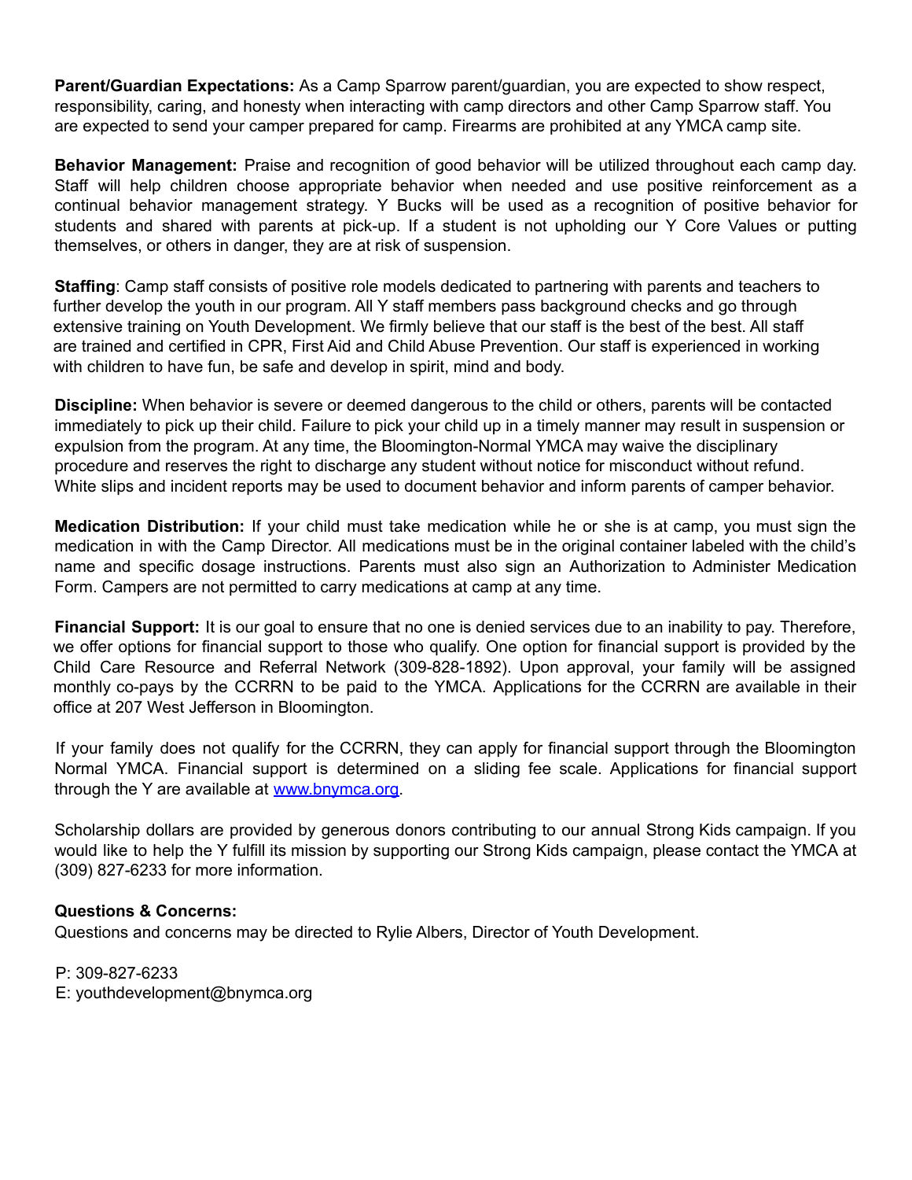**Parent/Guardian Expectations:** As a Camp Sparrow parent/guardian, you are expected to show respect, responsibility, caring, and honesty when interacting with camp directors and other Camp Sparrow staff. You are expected to send your camper prepared for camp. Firearms are prohibited at any YMCA camp site.

**Behavior Management:** Praise and recognition of good behavior will be utilized throughout each camp day. Staff will help children choose appropriate behavior when needed and use positive reinforcement as a continual behavior management strategy. Y Bucks will be used as a recognition of positive behavior for students and shared with parents at pick-up. If a student is not upholding our Y Core Values or putting themselves, or others in danger, they are at risk of suspension.

**Staffing**: Camp staff consists of positive role models dedicated to partnering with parents and teachers to further develop the youth in our program. All Y staff members pass background checks and go through extensive training on Youth Development. We firmly believe that our staff is the best of the best. All staff are trained and certified in CPR, First Aid and Child Abuse Prevention. Our staff is experienced in working with children to have fun, be safe and develop in spirit, mind and body.

**Discipline:** When behavior is severe or deemed dangerous to the child or others, parents will be contacted immediately to pick up their child. Failure to pick your child up in a timely manner may result in suspension or expulsion from the program. At any time, the Bloomington-Normal YMCA may waive the disciplinary procedure and reserves the right to discharge any student without notice for misconduct without refund. White slips and incident reports may be used to document behavior and inform parents of camper behavior.

**Medication Distribution:** If your child must take medication while he or she is at camp, you must sign the medication in with the Camp Director. All medications must be in the original container labeled with the child's name and specific dosage instructions. Parents must also sign an Authorization to Administer Medication Form. Campers are not permitted to carry medications at camp at any time.

**Financial Support:** It is our goal to ensure that no one is denied services due to an inability to pay. Therefore, we offer options for financial support to those who qualify. One option for financial support is provided by the Child Care Resource and Referral Network (309-828-1892). Upon approval, your family will be assigned monthly co-pays by the CCRRN to be paid to the YMCA. Applications for the CCRRN are available in their office at 207 West Jefferson in Bloomington.

If your family does not qualify for the CCRRN, they can apply for financial support through the Bloomington Normal YMCA. Financial support is determined on a sliding fee scale. Applications for financial support through the Y are available at [www.bnymca.org](http://www.bnymca.org).

Scholarship dollars are provided by generous donors contributing to our annual Strong Kids campaign. If you would like to help the Y fulfill its mission by supporting our Strong Kids campaign, please contact the YMCA at (309) 827-6233 for more information.

**Questions & Concerns:**

Questions and concerns may be directed to Rylie Albers, Director of Youth Development.

P: 309-827-6233
E: youthdevelopment@bnymca.org